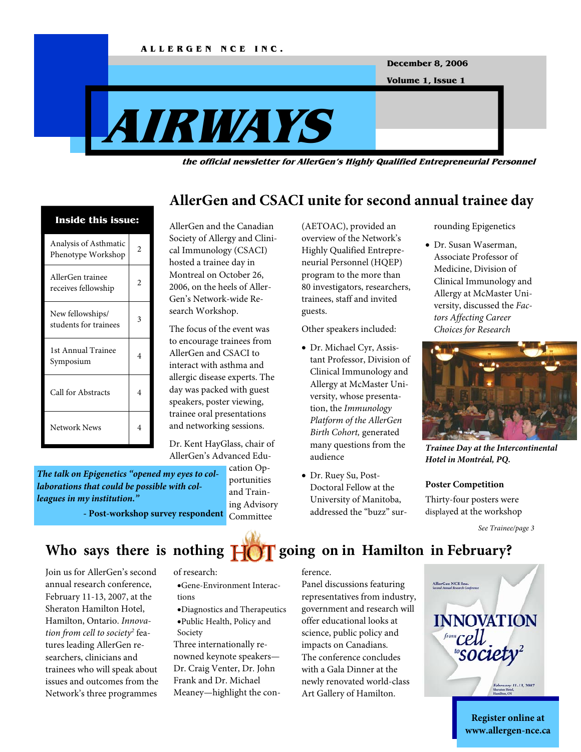ALLERGEN NCE INC.

December 8, 2006

# AIRWAYS

***the official newsletter for AllerGen's Highly Qualified Entrepreneurial Personnel***

**Inside this issue:**

| | |
|---|---|
| Analysis of Asthmatic Phenotype Workshop | 2 |
| AllerGen trainee receives fellowship | 2 |
| New fellowships/ students for trainees | 3 |
| 1st Annual Trainee Symposium | 4 |
| Call for Abstracts | 4 |
| Network News | 4 |

## AllerGen and CSACI unite for second annual trainee day

AllerGen and the Canadian Society of Allergy and Clinical Immunology (CSACI) hosted a trainee day in Montreal on October 26, 2006, on the heels of AllerGen's Network-wide Research Workshop.

The focus of the event was to encourage trainees from AllerGen and CSACI to interact with asthma and allergic disease experts. The day was packed with guest speakers, poster viewing, trainee oral presentations and networking sessions.

Dr. Kent HayGlass, chair of AllerGen's Advanced Education Opportunities and Training Advisory Committee (AETOAC), provided an overview of the Network's Highly Qualified Entrepreneurial Personnel (HQEP) program to the more than 80 investigators, researchers, trainees, staff and invited guests.

***The talk on Epigenetics "opened my eyes to collaborations that could be possible with colleagues in my institution."***

**- Post-workshop survey respondent**

Other speakers included:

- Dr. Michael Cyr, Assistant Professor, Division of Clinical Immunology and Allergy at McMaster University, whose presentation, the *Immunology Platform of the AllerGen Birth Cohort,* generated many questions from the audience
- Dr. Ruey Su, Post-Doctoral Fellow at the University of Manitoba, addressed the "buzz" surrounding Epigenetics
- Dr. Susan Waserman, Associate Professor of Medicine, Division of Clinical Immunology and Allergy at McMaster University, discussed the *Factors Affecting Career Choices for Research*

***Trainee Day at the Intercontinental Hotel in Montréal, PQ.***

**Poster Competition**

Thirty-four posters were displayed at the workshop

*See Trainee/page 3*

## Who says there is nothing HOT going on in Hamilton in February?

Join us for AllerGen's second annual research conference, February 11-13, 2007, at the Sheraton Hamilton Hotel, Hamilton, Ontario. *Innovation from cell to society*[2] features leading AllerGen researchers, clinicians and trainees who will speak about issues and outcomes from the Network's three programmes of research:

- Gene-Environment Interactions
- Diagnostics and Therapeutics
- Public Health, Policy and Society

Three internationally renowned keynote speakers—Dr. Craig Venter, Dr. John Frank and Dr. Michael Meaney—highlight the conference.

Panel discussions featuring representatives from industry, government and research will offer educational looks at science, public policy and impacts on Canadians.

The conference concludes with a Gala Dinner at the newly renovated world-class Art Gallery of Hamilton.

AllerGen NCE Inc.
Second Annual Research Conference

INNOVATION from cell to society[2]

February 11-13, 2007
Sheraton Hotel,
Hamilton, ON

**Register online at www.allergen-nce.ca**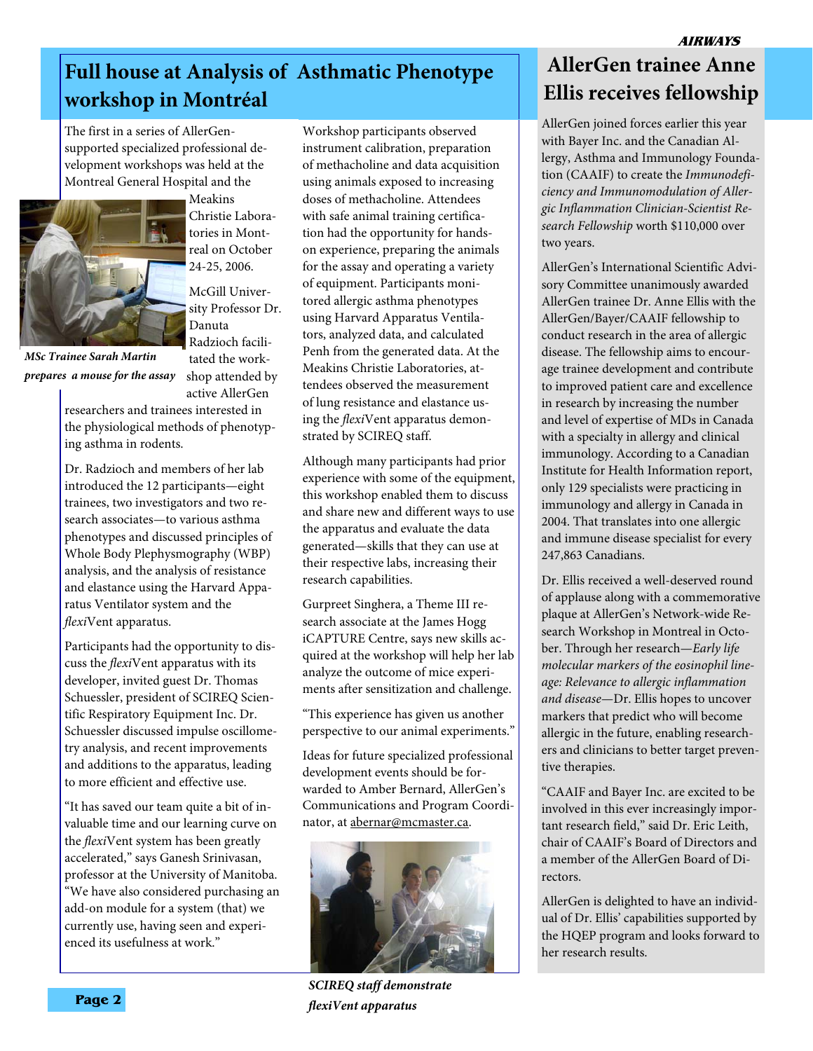# Full house at Analysis of Asthmatic Phenotype workshop in Montréal

The first in a series of AllerGen-supported specialized professional development workshops was held at the Montreal General Hospital and the Meakins Christie Laboratories in Montreal on October 24-25, 2006.

*MSc Trainee Sarah Martin prepares a mouse for the assay*

McGill University Professor Dr. Danuta Radzioch facilitated the workshop attended by active AllerGen researchers and trainees interested in the physiological methods of phenotyping asthma in rodents.

Dr. Radzioch and members of her lab introduced the 12 participants—eight trainees, two investigators and two research associates—to various asthma phenotypes and discussed principles of Whole Body Plephysmography (WBP) analysis, and the analysis of resistance and elastance using the Harvard Apparatus Ventilator system and the *flexi*Vent apparatus.

Participants had the opportunity to discuss the *flexi*Vent apparatus with its developer, invited guest Dr. Thomas Schuessler, president of SCIREQ Scientific Respiratory Equipment Inc. Dr. Schuessler discussed impulse oscillometry analysis, and recent improvements and additions to the apparatus, leading to more efficient and effective use.

"It has saved our team quite a bit of invaluable time and our learning curve on the *flexi*Vent system has been greatly accelerated," says Ganesh Srinivasan, professor at the University of Manitoba. "We have also considered purchasing an add-on module for a system (that) we currently use, having seen and experienced its usefulness at work."

Workshop participants observed instrument calibration, preparation of methacholine and data acquisition using animals exposed to increasing doses of methacholine. Attendees with safe animal training certification had the opportunity for hands-on experience, preparing the animals for the assay and operating a variety of equipment. Participants monitored allergic asthma phenotypes using Harvard Apparatus Ventilators, analyzed data, and calculated Penh from the generated data. At the Meakins Christie Laboratories, attendees observed the measurement of lung resistance and elastance using the *flexi*Vent apparatus demonstrated by SCIREQ staff.

Although many participants had prior experience with some of the equipment, this workshop enabled them to discuss and share new and different ways to use the apparatus and evaluate the data generated—skills that they can use at their respective labs, increasing their research capabilities.

Gurpreet Singhera, a Theme III research associate at the James Hogg iCAPTURE Centre, says new skills acquired at the workshop will help her lab analyze the outcome of mice experiments after sensitization and challenge.

"This experience has given us another perspective to our animal experiments."

Ideas for future specialized professional development events should be forwarded to Amber Bernard, AllerGen's Communications and Program Coordinator, at abernar@mcmaster.ca.

*SCIREQ staff demonstrate flexiVent apparatus*

# AllerGen trainee Anne Ellis receives fellowship

AllerGen joined forces earlier this year with Bayer Inc. and the Canadian Allergy, Asthma and Immunology Foundation (CAAIF) to create the *Immunodeficiency and Immunomodulation of Allergic Inflammation Clinician-Scientist Research Fellowship* worth $110,000 over two years.

AllerGen's International Scientific Advisory Committee unanimously awarded AllerGen trainee Dr. Anne Ellis with the AllerGen/Bayer/CAAIF fellowship to conduct research in the area of allergic disease. The fellowship aims to encourage trainee development and contribute to improved patient care and excellence in research by increasing the number and level of expertise of MDs in Canada with a specialty in allergy and clinical immunology. According to a Canadian Institute for Health Information report, only 129 specialists were practicing in immunology and allergy in Canada in 2004. That translates into one allergic and immune disease specialist for every 247,863 Canadians.

Dr. Ellis received a well-deserved round of applause along with a commemorative plaque at AllerGen's Network-wide Research Workshop in Montreal in October. Through her research—*Early life molecular markers of the eosinophil lineage: Relevance to allergic inflammation and disease*—Dr. Ellis hopes to uncover markers that predict who will become allergic in the future, enabling researchers and clinicians to better target preventive therapies.

"CAAIF and Bayer Inc. are excited to be involved in this ever increasingly important research field," said Dr. Eric Leith, chair of CAAIF's Board of Directors and a member of the AllerGen Board of Directors.

AllerGen is delighted to have an individual of Dr. Ellis' capabilities supported by the HQEP program and looks forward to her research results.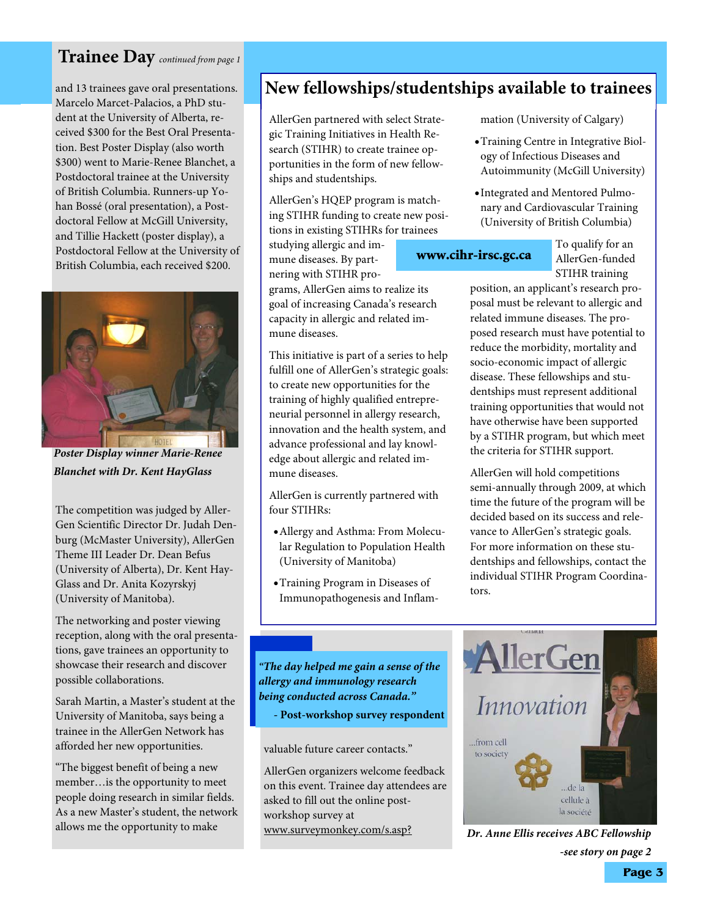## Trainee Day *continued from page 1*

and 13 trainees gave oral presentations. Marcelo Marcet-Palacios, a PhD student at the University of Alberta, received $300 for the Best Oral Presentation. Best Poster Display (also worth $300) went to Marie-Renee Blanchet, a Postdoctoral trainee at the University of British Columbia. Runners-up Yohan Bossé (oral presentation), a Postdoctoral Fellow at McGill University, and Tillie Hackett (poster display), a Postdoctoral Fellow at the University of British Columbia, each received $200.

***Poster Display winner Marie-Renee Blanchet with Dr. Kent HayGlass***

The competition was judged by AllerGen Scientific Director Dr. Judah Denburg (McMaster University), AllerGen Theme III Leader Dr. Dean Befus (University of Alberta), Dr. Kent HayGlass and Dr. Anita Kozyrskyj (University of Manitoba).

The networking and poster viewing reception, along with the oral presentations, gave trainees an opportunity to showcase their research and discover possible collaborations.

Sarah Martin, a Master's student at the University of Manitoba, says being a trainee in the AllerGen Network has afforded her new opportunities.

"The biggest benefit of being a new member…is the opportunity to meet people doing research in similar fields. As a new Master's student, the network allows me the opportunity to make valuable future career contacts."

AllerGen organizers welcome feedback on this event. Trainee day attendees are asked to fill out the online post-workshop survey at www.surveymonkey.com/s.asp?

> ***"The day helped me gain a sense of the allergy and immunology research being conducted across Canada."***
> **- Post-workshop survey respondent**

## New fellowships/studentships available to trainees

AllerGen partnered with select Strategic Training Initiatives in Health Research (STIHR) to create trainee opportunities in the form of new fellowships and studentships.

AllerGen's HQEP program is matching STIHR funding to create new positions in existing STIHRs for trainees studying allergic and immune diseases. By partnering with STIHR programs, AllerGen aims to realize its goal of increasing Canada's research capacity in allergic and related immune diseases.

This initiative is part of a series to help fulfill one of AllerGen's strategic goals: to create new opportunities for the training of highly qualified entrepreneurial personnel in allergy research, innovation and the health system, and advance professional and lay knowledge about allergic and related immune diseases.

AllerGen is currently partnered with four STIHRs:

- Allergy and Asthma: From Molecular Regulation to Population Health (University of Manitoba)
- Training Program in Diseases of Immunopathogenesis and Inflammation (University of Calgary)
- Training Centre in Integrative Biology of Infectious Diseases and Autoimmunity (McGill University)
- Integrated and Mentored Pulmonary and Cardiovascular Training (University of British Columbia)

**www.cihr-irsc.gc.ca**

To qualify for an AllerGen-funded STIHR training position, an applicant's research proposal must be relevant to allergic and related immune diseases. The proposed research must have potential to reduce the morbidity, mortality and socio-economic impact of allergic disease. These fellowships and studentships must represent additional training opportunities that would not have otherwise have been supported by a STIHR program, but which meet the criteria for STIHR support.

AllerGen will hold competitions semi-annually through 2009, at which time the future of the program will be decided based on its success and relevance to AllerGen's strategic goals. For more information on these studentships and fellowships, contact the individual STIHR Program Coordinators.

***Dr. Anne Ellis receives ABC Fellowship***
***-see story on page 2***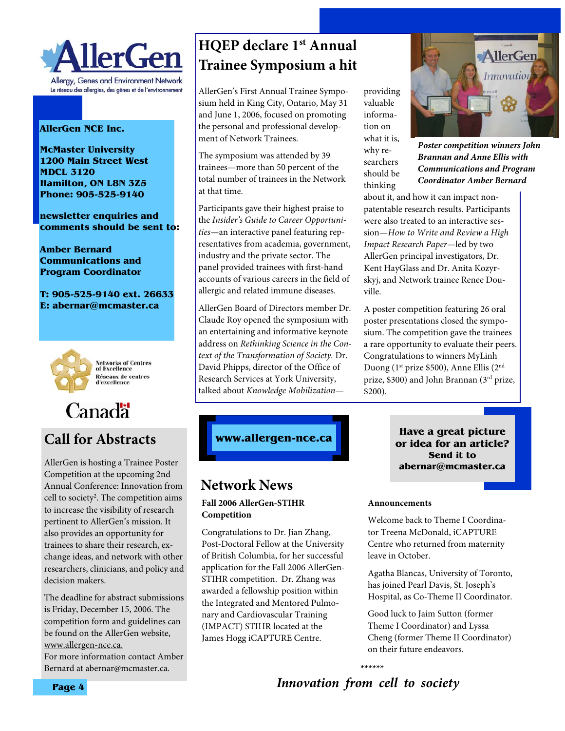AllerGen

Allergy, Genes and Environment Network

Le réseau des allergies, des gènes et de l'environnement

**AllerGen NCE Inc.**

**McMaster University**
**1200 Main Street West**
**MDCL 3120**
**Hamilton, ON L8N 3Z5**
**Phone: 905-525-9140**

**newsletter enquiries and comments should be sent to:**

**Amber Bernard**
**Communications and Program Coordinator**

**T: 905-525-9140 ext. 26633**
**E: abernar@mcmaster.ca**

Networks of Centres of Excellence
Réseaux de centres d'excellence

Canada

## Call for Abstracts

AllerGen is hosting a Trainee Poster Competition at the upcoming 2nd Annual Conference: Innovation from cell to society². The competition aims to increase the visibility of research pertinent to AllerGen's mission. It also provides an opportunity for trainees to share their research, exchange ideas, and network with other researchers, clinicians, and policy and decision makers.

The deadline for abstract submissions is Friday, December 15, 2006. The competition form and guidelines can be found on the AllerGen website, www.allergen-nce.ca.
For more information contact Amber Bernard at abernar@mcmaster.ca.

## HQEP declare 1st Annual Trainee Symposium a hit

AllerGen's First Annual Trainee Symposium held in King City, Ontario, May 31 and June 1, 2006, focused on promoting the personal and professional development of Network Trainees.

The symposium was attended by 39 trainees—more than 50 percent of the total number of trainees in the Network at that time.

Participants gave their highest praise to the *Insider's Guide to Career Opportunities*—an interactive panel featuring representatives from academia, government, industry and the private sector. The panel provided trainees with first-hand accounts of various careers in the field of allergic and related immune diseases.

AllerGen Board of Directors member Dr. Claude Roy opened the symposium with an entertaining and informative keynote address on *Rethinking Science in the Context of the Transformation of Society.* Dr. David Phipps, director of the Office of Research Services at York University, talked about *Knowledge Mobilization*—providing valuable information on what it is, why researchers should be thinking about it, and how it can impact non-patentable research results. Participants were also treated to an interactive session—*How to Write and Review a High Impact Research Paper*—led by two AllerGen principal investigators, Dr. Kent HayGlass and Dr. Anita Kozyrskyj, and Network trainee Renee Douville.

***Poster competition winners John Brannan and Anne Ellis with Communications and Program Coordinator Amber Bernard***

A poster competition featuring 26 oral poster presentations closed the symposium. The competition gave the trainees a rare opportunity to evaluate their peers. Congratulations to winners MyLinh Duong (1st prize $500), Anne Ellis (2nd prize, $300) and John Brannan (3rd prize, $200).

**www.allergen-nce.ca**

**Have a great picture or idea for an article? Send it to abernar@mcmaster.ca**

## Network News

**Fall 2006 AllerGen-STIHR Competition**

Congratulations to Dr. Jian Zhang, Post-Doctoral Fellow at the University of British Columbia, for her successful application for the Fall 2006 AllerGen-STIHR competition. Dr. Zhang was awarded a fellowship position within the Integrated and Mentored Pulmonary and Cardiovascular Training (IMPACT) STIHR located at the James Hogg iCAPTURE Centre.

**Announcements**

Welcome back to Theme I Coordinator Treena McDonald, iCAPTURE Centre who returned from maternity leave in October.

Agatha Blancas, University of Toronto, has joined Pearl Davis, St. Joseph's Hospital, as Co-Theme II Coordinator.

Good luck to Jaim Sutton (former Theme I Coordinator) and Lyssa Cheng (former Theme II Coordinator) on their future endeavors.

******

***Innovation from cell to society***